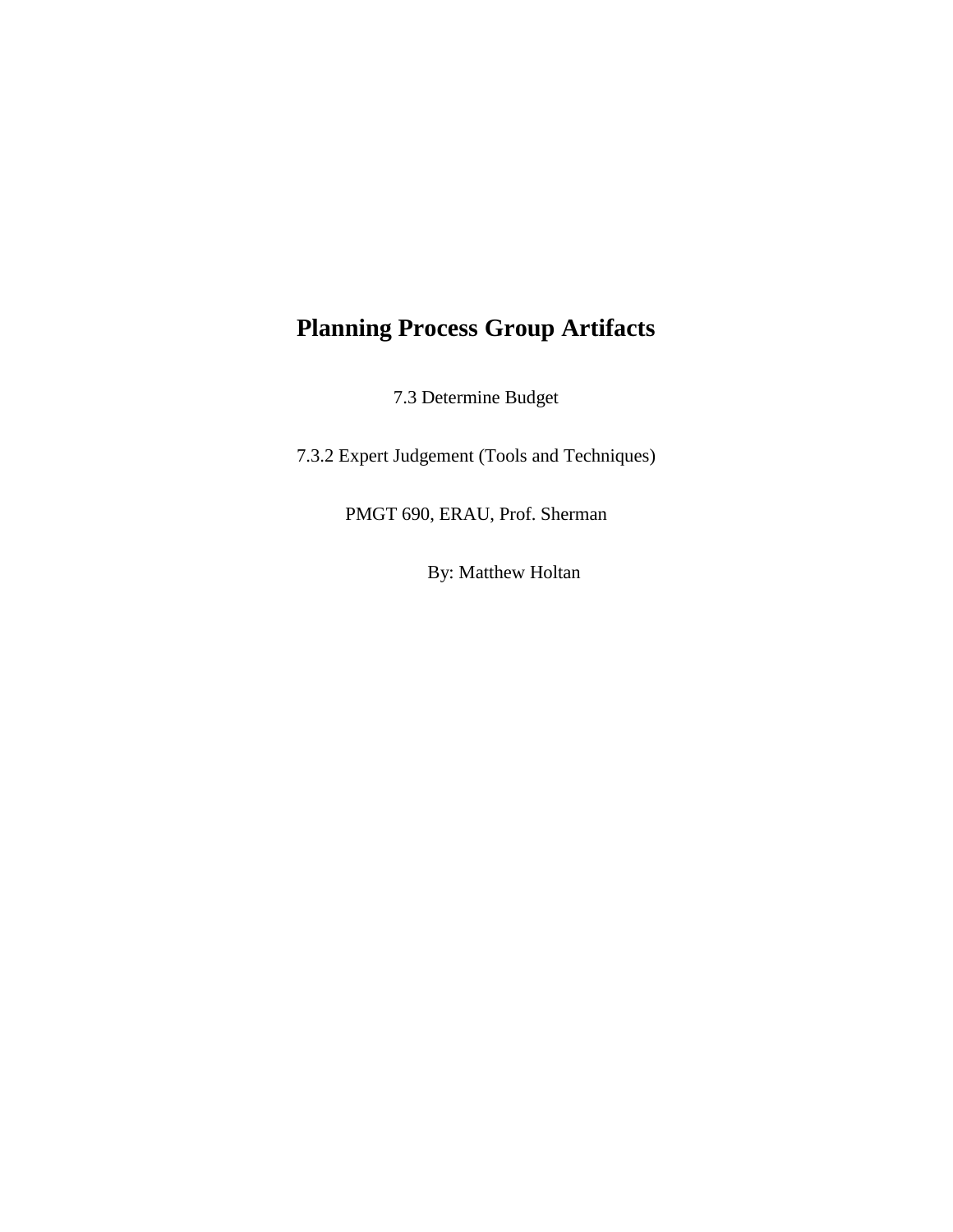# Planning Process Group Artifacts

7.3 Determine Budget

7.3.2 Expert Judgement (Tools and Techniques)

PMGT 690, ERAU, Prof. Sherman

By: Matthew Holtan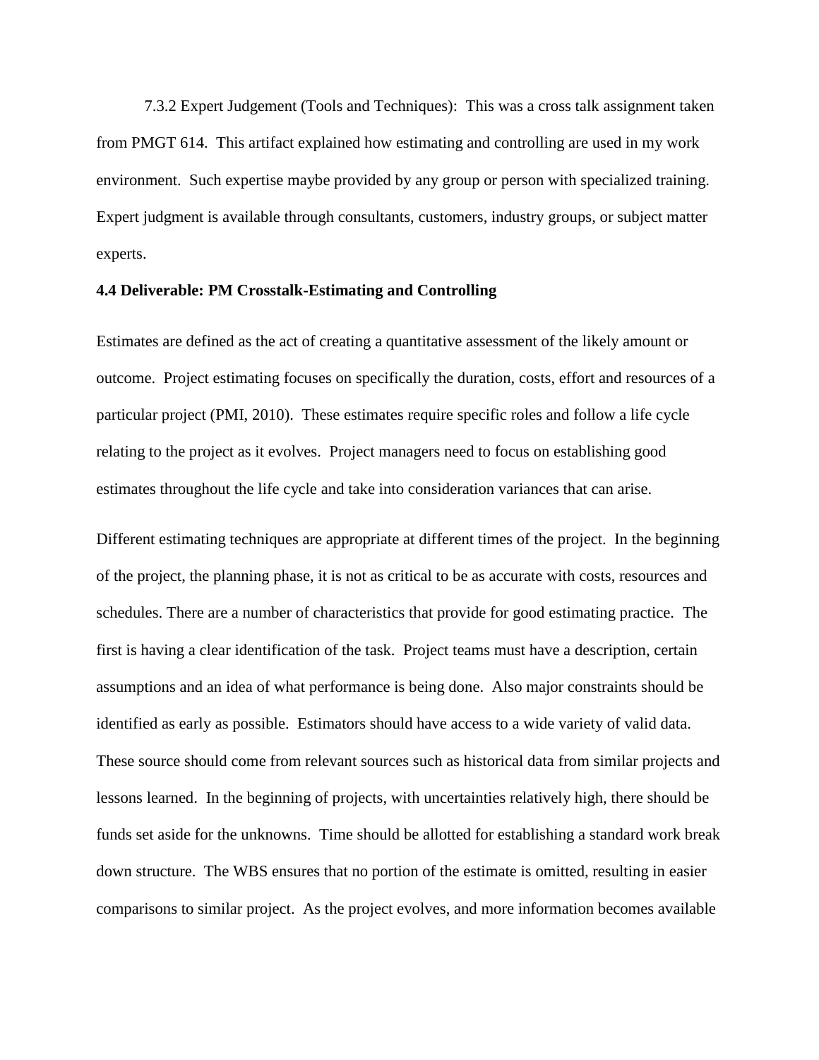7.3.2 Expert Judgement (Tools and Techniques): This was a cross talk assignment taken from PMGT 614. This artifact explained how estimating and controlling are used in my work environment. Such expertise maybe provided by any group or person with specialized training. Expert judgment is available through consultants, customers, industry groups, or subject matter experts.

**4.4 Deliverable: PM Crosstalk-Estimating and Controlling**

Estimates are defined as the act of creating a quantitative assessment of the likely amount or outcome. Project estimating focuses on specifically the duration, costs, effort and resources of a particular project (PMI, 2010). These estimates require specific roles and follow a life cycle relating to the project as it evolves. Project managers need to focus on establishing good estimates throughout the life cycle and take into consideration variances that can arise.

Different estimating techniques are appropriate at different times of the project. In the beginning of the project, the planning phase, it is not as critical to be as accurate with costs, resources and schedules. There are a number of characteristics that provide for good estimating practice. The first is having a clear identification of the task. Project teams must have a description, certain assumptions and an idea of what performance is being done. Also major constraints should be identified as early as possible. Estimators should have access to a wide variety of valid data. These source should come from relevant sources such as historical data from similar projects and lessons learned. In the beginning of projects, with uncertainties relatively high, there should be funds set aside for the unknowns. Time should be allotted for establishing a standard work break down structure. The WBS ensures that no portion of the estimate is omitted, resulting in easier comparisons to similar project. As the project evolves, and more information becomes available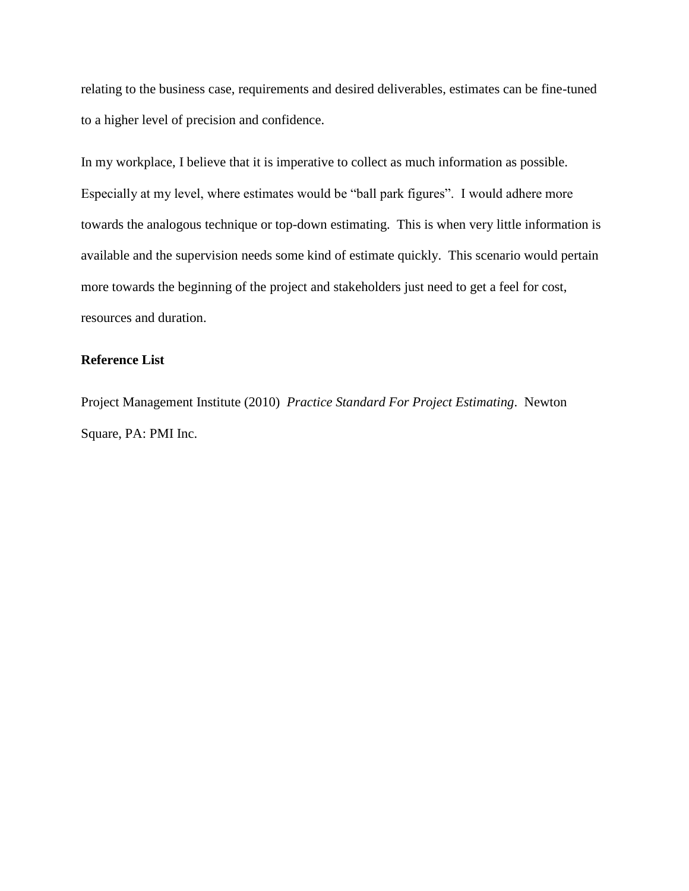relating to the business case, requirements and desired deliverables, estimates can be fine-tuned to a higher level of precision and confidence.

In my workplace, I believe that it is imperative to collect as much information as possible. Especially at my level, where estimates would be "ball park figures". I would adhere more towards the analogous technique or top-down estimating. This is when very little information is available and the supervision needs some kind of estimate quickly. This scenario would pertain more towards the beginning of the project and stakeholders just need to get a feel for cost, resources and duration.

**Reference List**

Project Management Institute (2010) *Practice Standard For Project Estimating*. Newton Square, PA: PMI Inc.